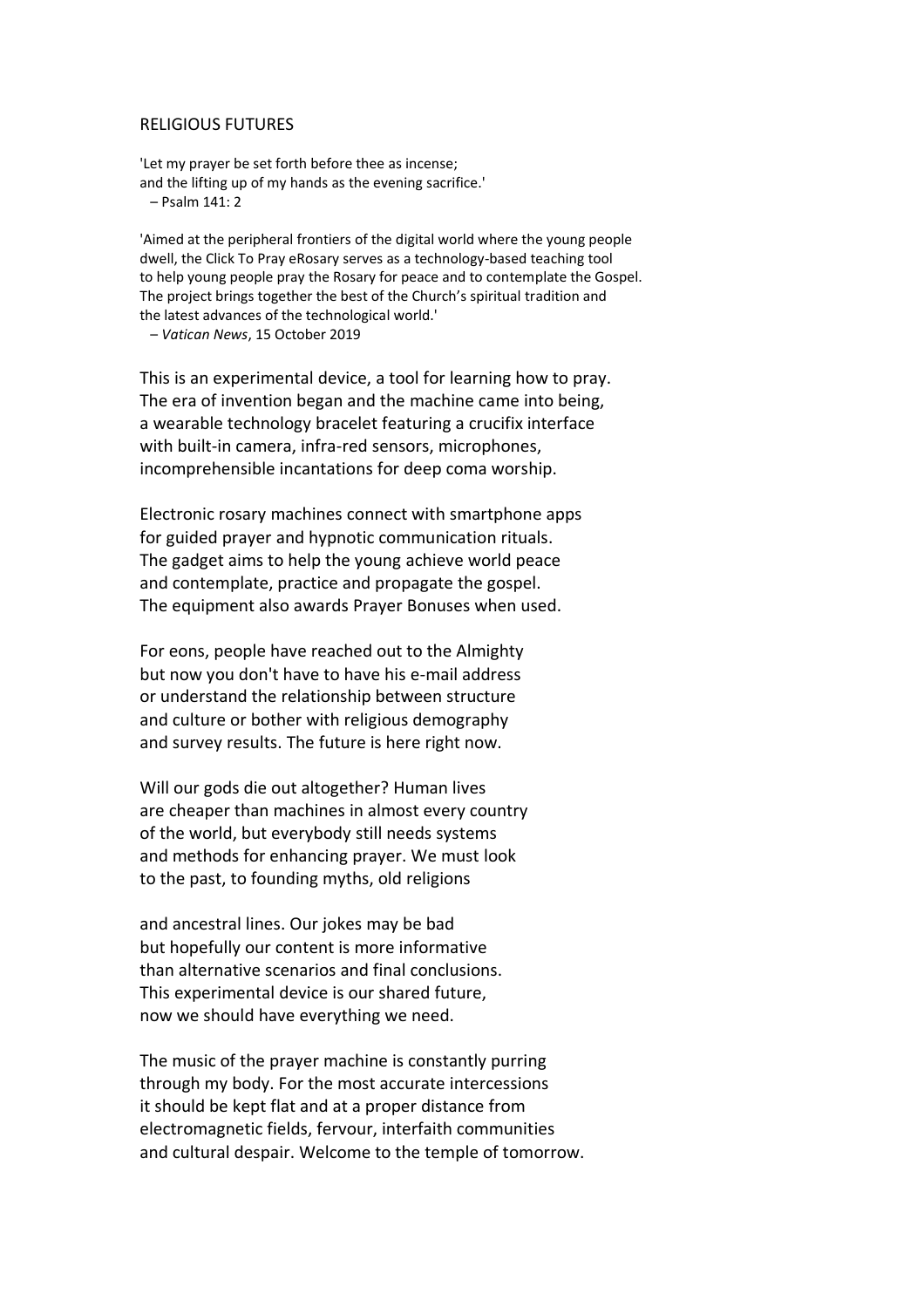# RELIGIOUS FUTURES

'Let my prayer be set forth before thee as incense;
and the lifting up of my hands as the evening sacrifice.'
– Psalm 141: 2

'Aimed at the peripheral frontiers of the digital world where the young people
dwell, the Click To Pray eRosary serves as a technology-based teaching tool
to help young people pray the Rosary for peace and to contemplate the Gospel.
The project brings together the best of the Church's spiritual tradition and
the latest advances of the technological world.'
– *Vatican News*, 15 October 2019

This is an experimental device, a tool for learning how to pray.
The era of invention began and the machine came into being,
a wearable technology bracelet featuring a crucifix interface
with built-in camera, infra-red sensors, microphones,
incomprehensible incantations for deep coma worship.

Electronic rosary machines connect with smartphone apps
for guided prayer and hypnotic communication rituals.
The gadget aims to help the young achieve world peace
and contemplate, practice and propagate the gospel.
The equipment also awards Prayer Bonuses when used.

For eons, people have reached out to the Almighty
but now you don't have to have his e-mail address
or understand the relationship between structure
and culture or bother with religious demography
and survey results. The future is here right now.

Will our gods die out altogether? Human lives
are cheaper than machines in almost every country
of the world, but everybody still needs systems
and methods for enhancing prayer. We must look
to the past, to founding myths, old religions

and ancestral lines. Our jokes may be bad
but hopefully our content is more informative
than alternative scenarios and final conclusions.
This experimental device is our shared future,
now we should have everything we need.

The music of the prayer machine is constantly purring
through my body. For the most accurate intercessions
it should be kept flat and at a proper distance from
electromagnetic fields, fervour, interfaith communities
and cultural despair. Welcome to the temple of tomorrow.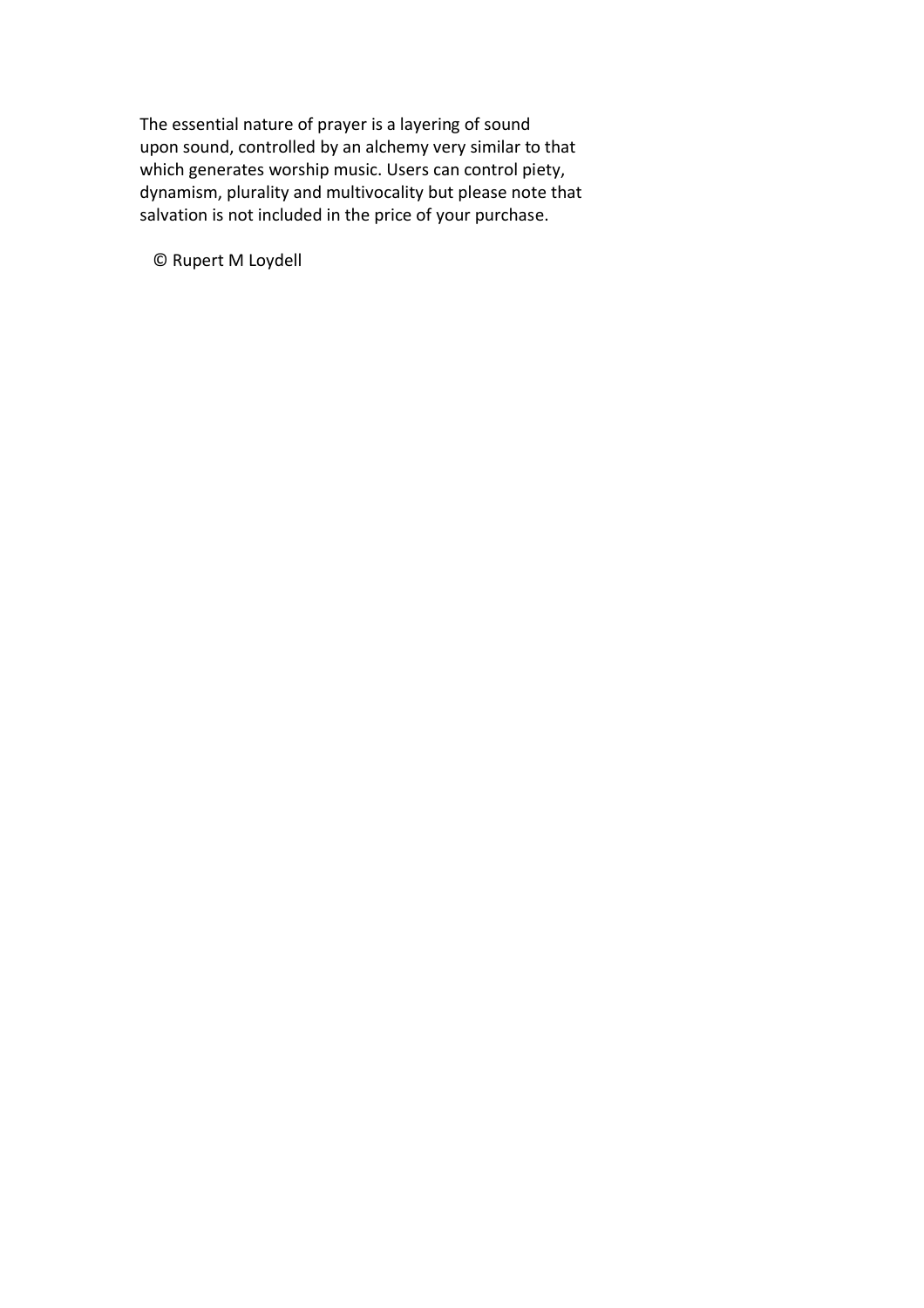The essential nature of prayer is a layering of sound
upon sound, controlled by an alchemy very similar to that
which generates worship music. Users can control piety,
dynamism, plurality and multivocality but please note that
salvation is not included in the price of your purchase.

© Rupert M Loydell